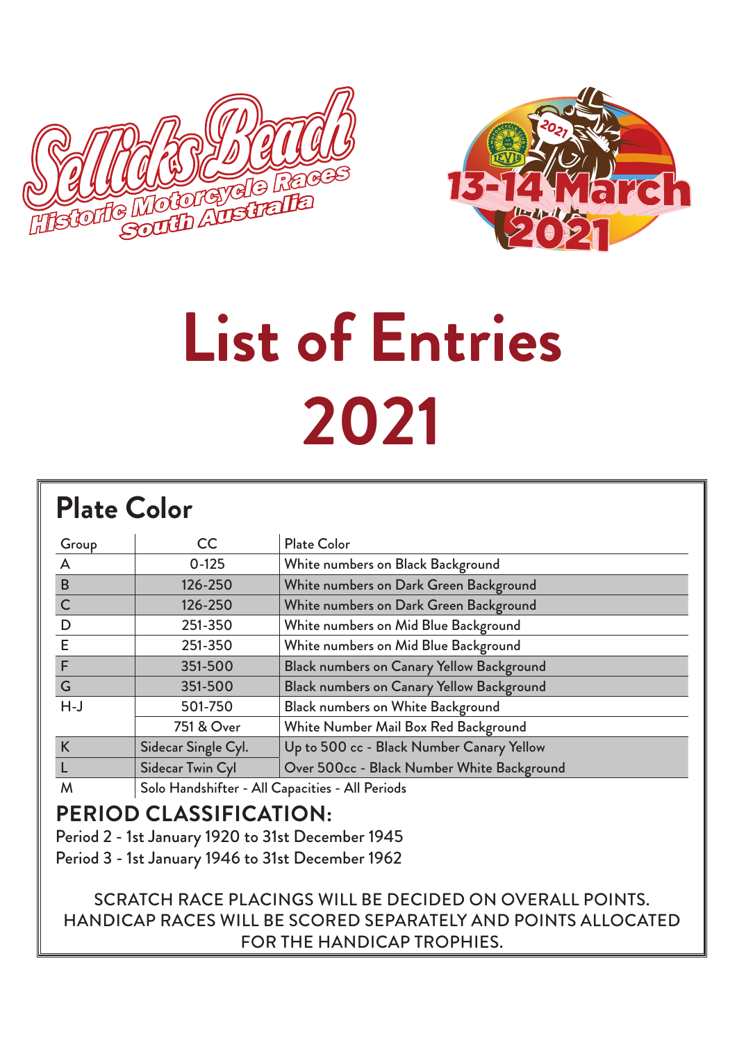Sellicks Beach Historic Motorcycle Races South Australia

2021 13-14 March 2021

# List of Entries 2021

## Plate Color

| Group | CC | Plate Color |
|---|---|---|
| A | 0-125 | White numbers on Black Background |
| B | 126-250 | White numbers on Dark Green Background |
| C | 126-250 | White numbers on Dark Green Background |
| D | 251-350 | White numbers on Mid Blue Background |
| E | 251-350 | White numbers on Mid Blue Background |
| F | 351-500 | Black numbers on Canary Yellow Background |
| G | 351-500 | Black numbers on Canary Yellow Background |
| H-J | 501-750 | Black numbers on White Background |
| | 751 & Over | White Number Mail Box Red Background |
| K | Sidecar Single Cyl. | Up to 500 cc - Black Number Canary Yellow |
| L | Sidecar Twin Cyl | Over 500cc - Black Number White Background |
| M | Solo Handshifter - All Capacities - All Periods | |

**PERIOD CLASSIFICATION:**

Period 2 - 1st January 1920 to 31st December 1945

Period 3 - 1st January 1946 to 31st December 1962

SCRATCH RACE PLACINGS WILL BE DECIDED ON OVERALL POINTS. HANDICAP RACES WILL BE SCORED SEPARATELY AND POINTS ALLOCATED FOR THE HANDICAP TROPHIES.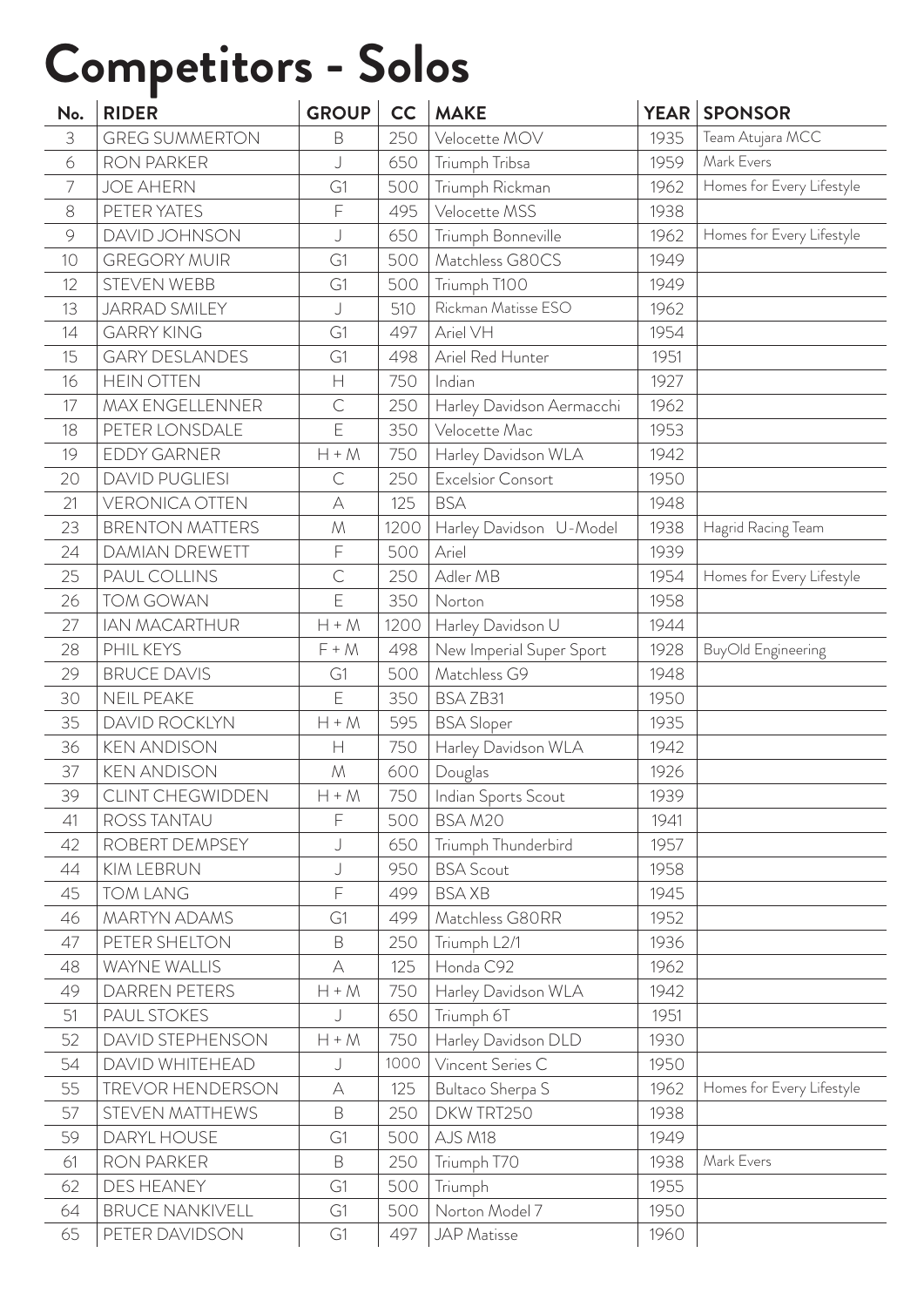# Competitors - Solos

| No. | RIDER | GROUP | CC | MAKE | YEAR | SPONSOR |
|---|---|---|---|---|---|---|
| 3 | GREG SUMMERTON | B | 250 | Velocette MOV | 1935 | Team Atujara MCC |
| 6 | RON PARKER | J | 650 | Triumph Tribsa | 1959 | Mark Evers |
| 7 | JOE AHERN | G1 | 500 | Triumph Rickman | 1962 | Homes for Every Lifestyle |
| 8 | PETER YATES | F | 495 | Velocette MSS | 1938 | |
| 9 | DAVID JOHNSON | J | 650 | Triumph Bonneville | 1962 | Homes for Every Lifestyle |
| 10 | GREGORY MUIR | G1 | 500 | Matchless G80CS | 1949 | |
| 12 | STEVEN WEBB | G1 | 500 | Triumph T100 | 1949 | |
| 13 | JARRAD SMILEY | J | 510 | Rickman Matisse ESO | 1962 | |
| 14 | GARRY KING | G1 | 497 | Ariel VH | 1954 | |
| 15 | GARY DESLANDES | G1 | 498 | Ariel Red Hunter | 1951 | |
| 16 | HEIN OTTEN | H | 750 | Indian | 1927 | |
| 17 | MAX ENGELLENNER | C | 250 | Harley Davidson Aermacchi | 1962 | |
| 18 | PETER LONSDALE | E | 350 | Velocette Mac | 1953 | |
| 19 | EDDY GARNER | H + M | 750 | Harley Davidson WLA | 1942 | |
| 20 | DAVID PUGLIESI | C | 250 | Excelsior Consort | 1950 | |
| 21 | VERONICA OTTEN | A | 125 | BSA | 1948 | |
| 23 | BRENTON MATTERS | M | 1200 | Harley Davidson U-Model | 1938 | Hagrid Racing Team |
| 24 | DAMIAN DREWETT | F | 500 | Ariel | 1939 | |
| 25 | PAUL COLLINS | C | 250 | Adler MB | 1954 | Homes for Every Lifestyle |
| 26 | TOM GOWAN | E | 350 | Norton | 1958 | |
| 27 | IAN MACARTHUR | H + M | 1200 | Harley Davidson U | 1944 | |
| 28 | PHIL KEYS | F + M | 498 | New Imperial Super Sport | 1928 | BuyOld Engineering |
| 29 | BRUCE DAVIS | G1 | 500 | Matchless G9 | 1948 | |
| 30 | NEIL PEAKE | E | 350 | BSA ZB31 | 1950 | |
| 35 | DAVID ROCKLYN | H + M | 595 | BSA Sloper | 1935 | |
| 36 | KEN ANDISON | H | 750 | Harley Davidson WLA | 1942 | |
| 37 | KEN ANDISON | M | 600 | Douglas | 1926 | |
| 39 | CLINT CHEGWIDDEN | H + M | 750 | Indian Sports Scout | 1939 | |
| 41 | ROSS TANTAU | F | 500 | BSA M20 | 1941 | |
| 42 | ROBERT DEMPSEY | J | 650 | Triumph Thunderbird | 1957 | |
| 44 | KIM LEBRUN | J | 950 | BSA Scout | 1958 | |
| 45 | TOM LANG | F | 499 | BSA XB | 1945 | |
| 46 | MARTYN ADAMS | G1 | 499 | Matchless G80RR | 1952 | |
| 47 | PETER SHELTON | B | 250 | Triumph L2/1 | 1936 | |
| 48 | WAYNE WALLIS | A | 125 | Honda C92 | 1962 | |
| 49 | DARREN PETERS | H + M | 750 | Harley Davidson WLA | 1942 | |
| 51 | PAUL STOKES | J | 650 | Triumph 6T | 1951 | |
| 52 | DAVID STEPHENSON | H + M | 750 | Harley Davidson DLD | 1930 | |
| 54 | DAVID WHITEHEAD | J | 1000 | Vincent Series C | 1950 | |
| 55 | TREVOR HENDERSON | A | 125 | Bultaco Sherpa S | 1962 | Homes for Every Lifestyle |
| 57 | STEVEN MATTHEWS | B | 250 | DKW TRT250 | 1938 | |
| 59 | DARYL HOUSE | G1 | 500 | AJS M18 | 1949 | |
| 61 | RON PARKER | B | 250 | Triumph T70 | 1938 | Mark Evers |
| 62 | DES HEANEY | G1 | 500 | Triumph | 1955 | |
| 64 | BRUCE NANKIVELL | G1 | 500 | Norton Model 7 | 1950 | |
| 65 | PETER DAVIDSON | G1 | 497 | JAP Matisse | 1960 | |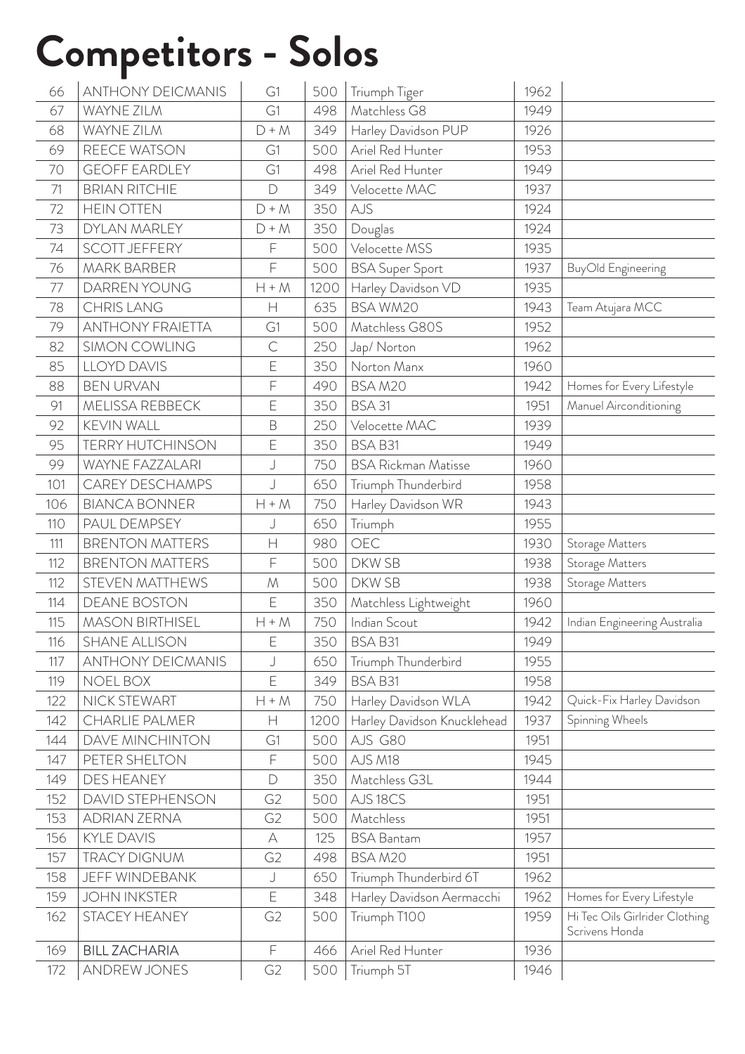# Competitors - Solos

| | | | | | | |
|---|---|---|---|---|---|---|
| 66 | ANTHONY DEICMANIS | G1 | 500 | Triumph Tiger | 1962 | |
| 67 | WAYNE ZILM | G1 | 498 | Matchless G8 | 1949 | |
| 68 | WAYNE ZILM | D + M | 349 | Harley Davidson PUP | 1926 | |
| 69 | REECE WATSON | G1 | 500 | Ariel Red Hunter | 1953 | |
| 70 | GEOFF EARDLEY | G1 | 498 | Ariel Red Hunter | 1949 | |
| 71 | BRIAN RITCHIE | D | 349 | Velocette MAC | 1937 | |
| 72 | HEIN OTTEN | D + M | 350 | AJS | 1924 | |
| 73 | DYLAN MARLEY | D + M | 350 | Douglas | 1924 | |
| 74 | SCOTT JEFFERY | F | 500 | Velocette MSS | 1935 | |
| 76 | MARK BARBER | F | 500 | BSA Super Sport | 1937 | BuyOld Engineering |
| 77 | DARREN YOUNG | H + M | 1200 | Harley Davidson VD | 1935 | |
| 78 | CHRIS LANG | H | 635 | BSA WM20 | 1943 | Team Atujara MCC |
| 79 | ANTHONY FRAIETTA | G1 | 500 | Matchless G80S | 1952 | |
| 82 | SIMON COWLING | C | 250 | Jap/ Norton | 1962 | |
| 85 | LLOYD DAVIS | E | 350 | Norton Manx | 1960 | |
| 88 | BEN URVAN | F | 490 | BSA M20 | 1942 | Homes for Every Lifestyle |
| 91 | MELISSA REBBECK | E | 350 | BSA 31 | 1951 | Manuel Airconditioning |
| 92 | KEVIN WALL | B | 250 | Velocette MAC | 1939 | |
| 95 | TERRY HUTCHINSON | E | 350 | BSA B31 | 1949 | |
| 99 | WAYNE FAZZALARI | J | 750 | BSA Rickman Matisse | 1960 | |
| 101 | CAREY DESCHAMPS | J | 650 | Triumph Thunderbird | 1958 | |
| 106 | BIANCA BONNER | H + M | 750 | Harley Davidson WR | 1943 | |
| 110 | PAUL DEMPSEY | J | 650 | Triumph | 1955 | |
| 111 | BRENTON MATTERS | H | 980 | OEC | 1930 | Storage Matters |
| 112 | BRENTON MATTERS | F | 500 | DKW SB | 1938 | Storage Matters |
| 112 | STEVEN MATTHEWS | M | 500 | DKW SB | 1938 | Storage Matters |
| 114 | DEANE BOSTON | E | 350 | Matchless Lightweight | 1960 | |
| 115 | MASON BIRTHISEL | H + M | 750 | Indian Scout | 1942 | Indian Engineering Australia |
| 116 | SHANE ALLISON | E | 350 | BSA B31 | 1949 | |
| 117 | ANTHONY DEICMANIS | J | 650 | Triumph Thunderbird | 1955 | |
| 119 | NOEL BOX | E | 349 | BSA B31 | 1958 | |
| 122 | NICK STEWART | H + M | 750 | Harley Davidson WLA | 1942 | Quick-Fix Harley Davidson |
| 142 | CHARLIE PALMER | H | 1200 | Harley Davidson Knucklehead | 1937 | Spinning Wheels |
| 144 | DAVE MINCHINTON | G1 | 500 | AJS G80 | 1951 | |
| 147 | PETER SHELTON | F | 500 | AJS M18 | 1945 | |
| 149 | DES HEANEY | D | 350 | Matchless G3L | 1944 | |
| 152 | DAVID STEPHENSON | G2 | 500 | AJS 18CS | 1951 | |
| 153 | ADRIAN ZERNA | G2 | 500 | Matchless | 1951 | |
| 156 | KYLE DAVIS | A | 125 | BSA Bantam | 1957 | |
| 157 | TRACY DIGNUM | G2 | 498 | BSA M20 | 1951 | |
| 158 | JEFF WINDEBANK | J | 650 | Triumph Thunderbird 6T | 1962 | |
| 159 | JOHN INKSTER | E | 348 | Harley Davidson Aermacchi | 1962 | Homes for Every Lifestyle |
| 162 | STACEY HEANEY | G2 | 500 | Triumph T100 | 1959 | Hi Tec Oils Girlrider Clothing Scrivens Honda |
| 169 | BILL ZACHARIA | F | 466 | Ariel Red Hunter | 1936 | |
| 172 | ANDREW JONES | G2 | 500 | Triumph 5T | 1946 | |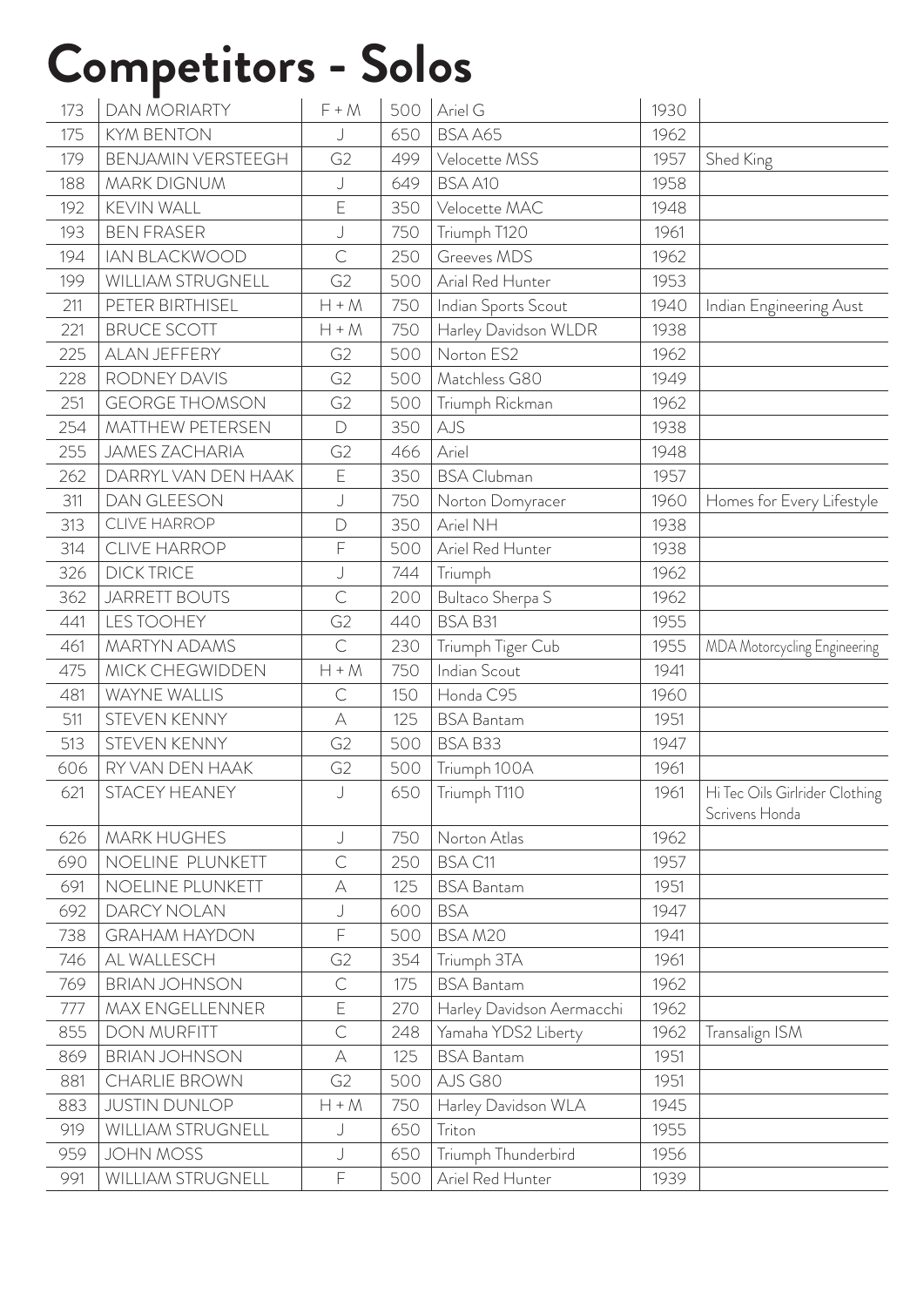# Competitors - Solos

| | | | | | | |
|---|---|---|---|---|---|---|
| 173 | DAN MORIARTY | F + M | 500 | Ariel G | 1930 | |
| 175 | KYM BENTON | J | 650 | BSA A65 | 1962 | |
| 179 | BENJAMIN VERSTEEGH | G2 | 499 | Velocette MSS | 1957 | Shed King |
| 188 | MARK DIGNUM | J | 649 | BSA A10 | 1958 | |
| 192 | KEVIN WALL | E | 350 | Velocette MAC | 1948 | |
| 193 | BEN FRASER | J | 750 | Triumph T120 | 1961 | |
| 194 | IAN BLACKWOOD | C | 250 | Greeves MDS | 1962 | |
| 199 | WILLIAM STRUGNELL | G2 | 500 | Arial Red Hunter | 1953 | |
| 211 | PETER BIRTHISEL | H + M | 750 | Indian Sports Scout | 1940 | Indian Engineering Aust |
| 221 | BRUCE SCOTT | H + M | 750 | Harley Davidson WLDR | 1938 | |
| 225 | ALAN JEFFERY | G2 | 500 | Norton ES2 | 1962 | |
| 228 | RODNEY DAVIS | G2 | 500 | Matchless G80 | 1949 | |
| 251 | GEORGE THOMSON | G2 | 500 | Triumph Rickman | 1962 | |
| 254 | MATTHEW PETERSEN | D | 350 | AJS | 1938 | |
| 255 | JAMES ZACHARIA | G2 | 466 | Ariel | 1948 | |
| 262 | DARRYL VAN DEN HAAK | E | 350 | BSA Clubman | 1957 | |
| 311 | DAN GLEESON | J | 750 | Norton Domyracer | 1960 | Homes for Every Lifestyle |
| 313 | CLIVE HARROP | D | 350 | Ariel NH | 1938 | |
| 314 | CLIVE HARROP | F | 500 | Ariel Red Hunter | 1938 | |
| 326 | DICK TRICE | J | 744 | Triumph | 1962 | |
| 362 | JARRETT BOUTS | C | 200 | Bultaco Sherpa S | 1962 | |
| 441 | LES TOOHEY | G2 | 440 | BSA B31 | 1955 | |
| 461 | MARTYN ADAMS | C | 230 | Triumph Tiger Cub | 1955 | MDA Motorcycling Engineering |
| 475 | MICK CHEGWIDDEN | H + M | 750 | Indian Scout | 1941 | |
| 481 | WAYNE WALLIS | C | 150 | Honda C95 | 1960 | |
| 511 | STEVEN KENNY | A | 125 | BSA Bantam | 1951 | |
| 513 | STEVEN KENNY | G2 | 500 | BSA B33 | 1947 | |
| 606 | RY VAN DEN HAAK | G2 | 500 | Triumph 100A | 1961 | |
| 621 | STACEY HEANEY | J | 650 | Triumph T110 | 1961 | Hi Tec Oils Girlrider Clothing Scrivens Honda |
| 626 | MARK HUGHES | J | 750 | Norton Atlas | 1962 | |
| 690 | NOELINE PLUNKETT | C | 250 | BSA C11 | 1957 | |
| 691 | NOELINE PLUNKETT | A | 125 | BSA Bantam | 1951 | |
| 692 | DARCY NOLAN | J | 600 | BSA | 1947 | |
| 738 | GRAHAM HAYDON | F | 500 | BSA M20 | 1941 | |
| 746 | AL WALLESCH | G2 | 354 | Triumph 3TA | 1961 | |
| 769 | BRIAN JOHNSON | C | 175 | BSA Bantam | 1962 | |
| 777 | MAX ENGELLENNER | E | 270 | Harley Davidson Aermacchi | 1962 | |
| 855 | DON MURFITT | C | 248 | Yamaha YDS2 Liberty | 1962 | Transalign ISM |
| 869 | BRIAN JOHNSON | A | 125 | BSA Bantam | 1951 | |
| 881 | CHARLIE BROWN | G2 | 500 | AJS G80 | 1951 | |
| 883 | JUSTIN DUNLOP | H + M | 750 | Harley Davidson WLA | 1945 | |
| 919 | WILLIAM STRUGNELL | J | 650 | Triton | 1955 | |
| 959 | JOHN MOSS | J | 650 | Triumph Thunderbird | 1956 | |
| 991 | WILLIAM STRUGNELL | F | 500 | Ariel Red Hunter | 1939 | |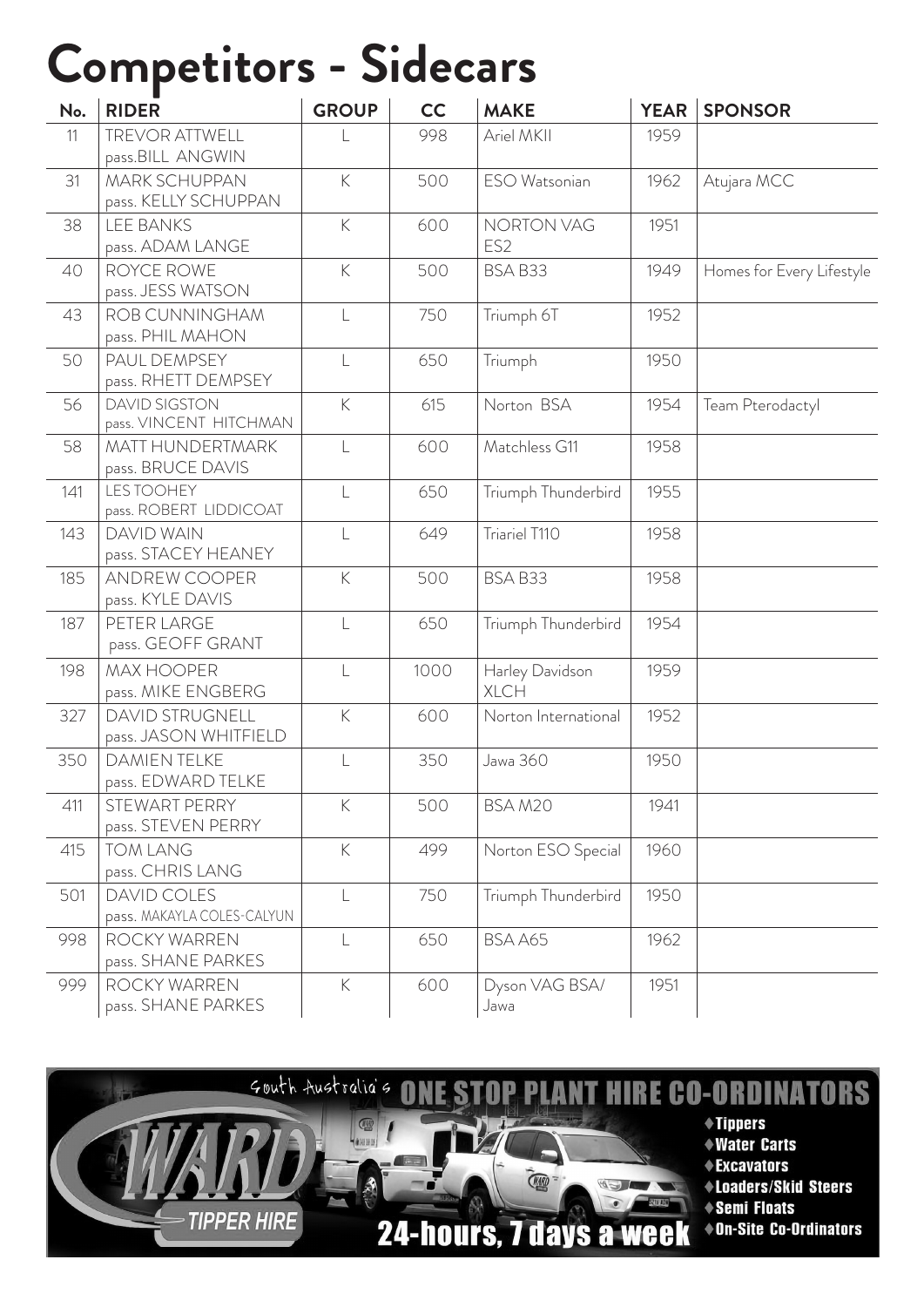# Competitors - Sidecars

| No. | RIDER | GROUP | CC | MAKE | YEAR | SPONSOR |
|---|---|---|---|---|---|---|
| 11 | TREVOR ATTWELL pass.BILL ANGWIN | L | 998 | Ariel MKII | 1959 | |
| 31 | MARK SCHUPPAN pass. KELLY SCHUPPAN | K | 500 | ESO Watsonian | 1962 | Atujara MCC |
| 38 | LEE BANKS pass. ADAM LANGE | K | 600 | NORTON VAG ES2 | 1951 | |
| 40 | ROYCE ROWE pass. JESS WATSON | K | 500 | BSA B33 | 1949 | Homes for Every Lifestyle |
| 43 | ROB CUNNINGHAM pass. PHIL MAHON | L | 750 | Triumph 6T | 1952 | |
| 50 | PAUL DEMPSEY pass. RHETT DEMPSEY | L | 650 | Triumph | 1950 | |
| 56 | DAVID SIGSTON pass. VINCENT HITCHMAN | K | 615 | Norton BSA | 1954 | Team Pterodactyl |
| 58 | MATT HUNDERTMARK pass. BRUCE DAVIS | L | 600 | Matchless G11 | 1958 | |
| 141 | LES TOOHEY pass. ROBERT LIDDICOAT | L | 650 | Triumph Thunderbird | 1955 | |
| 143 | DAVID WAIN pass. STACEY HEANEY | L | 649 | Triariel T110 | 1958 | |
| 185 | ANDREW COOPER pass. KYLE DAVIS | K | 500 | BSA B33 | 1958 | |
| 187 | PETER LARGE pass. GEOFF GRANT | L | 650 | Triumph Thunderbird | 1954 | |
| 198 | MAX HOOPER pass. MIKE ENGBERG | L | 1000 | Harley Davidson XLCH | 1959 | |
| 327 | DAVID STRUGNELL pass. JASON WHITFIELD | K | 600 | Norton International | 1952 | |
| 350 | DAMIEN TELKE pass. EDWARD TELKE | L | 350 | Jawa 360 | 1950 | |
| 411 | STEWART PERRY pass. STEVEN PERRY | K | 500 | BSA M20 | 1941 | |
| 415 | TOM LANG pass. CHRIS LANG | K | 499 | Norton ESO Special | 1960 | |
| 501 | DAVID COLES pass. MAKAYLA COLES-CALYUN | L | 750 | Triumph Thunderbird | 1950 | |
| 998 | ROCKY WARREN pass. SHANE PARKES | L | 650 | BSA A65 | 1962 | |
| 999 | ROCKY WARREN pass. SHANE PARKES | K | 600 | Dyson VAG BSA/ Jawa | 1951 | |

South Australia's **ONE STOP PLANT HIRE CO-ORDINATORS**

WARD TIPPER HIRE

**24-hours, 7 days a week**

- Tippers
- Water Carts
- Excavators
- Loaders/Skid Steers
- Semi Floats
- On-Site Co-Ordinators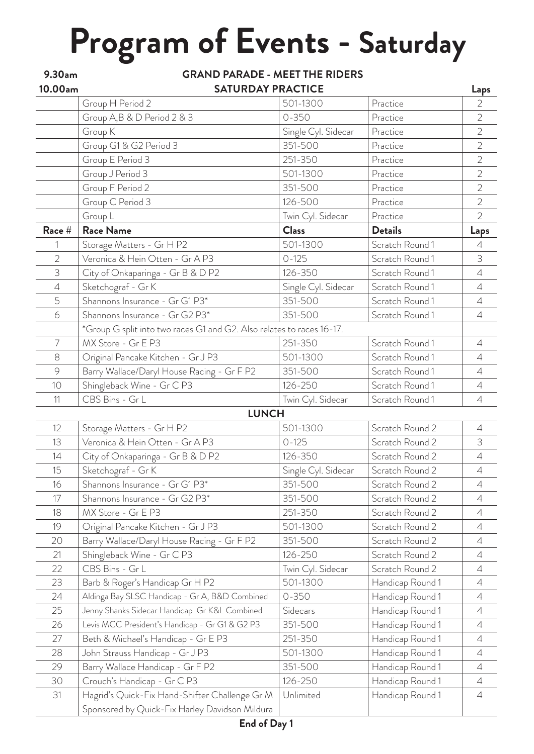# Program of Events - Saturday

| | | | | |
|---|---|---|---|---|
| **9.30am** | **GRAND PARADE - MEET THE RIDERS** | | | |
| **10.00am** | **SATURDAY PRACTICE** | | | **Laps** |
| | Group H Period 2 | 501-1300 | Practice | 2 |
| | Group A,B & D Period 2 & 3 | 0-350 | Practice | 2 |
| | Group K | Single Cyl. Sidecar | Practice | 2 |
| | Group G1 & G2 Period 3 | 351-500 | Practice | 2 |
| | Group E Period 3 | 251-350 | Practice | 2 |
| | Group J Period 3 | 501-1300 | Practice | 2 |
| | Group F Period 2 | 351-500 | Practice | 2 |
| | Group C Period 3 | 126-500 | Practice | 2 |
| | Group L | Twin Cyl. Sidecar | Practice | 2 |
| **Race #** | **Race Name** | **Class** | **Details** | **Laps** |
| 1 | Storage Matters - Gr H P2 | 501-1300 | Scratch Round 1 | 4 |
| 2 | Veronica & Hein Otten - Gr A P3 | 0-125 | Scratch Round 1 | 3 |
| 3 | City of Onkaparinga - Gr B & D P2 | 126-350 | Scratch Round 1 | 4 |
| 4 | Sketchograf - Gr K | Single Cyl. Sidecar | Scratch Round 1 | 4 |
| 5 | Shannons Insurance - Gr G1 P3* | 351-500 | Scratch Round 1 | 4 |
| 6 | Shannons Insurance - Gr G2 P3* | 351-500 | Scratch Round 1 | 4 |
| | *Group G split into two races G1 and G2. Also relates to races 16-17. | | | |
| 7 | MX Store - Gr E P3 | 251-350 | Scratch Round 1 | 4 |
| 8 | Original Pancake Kitchen - Gr J P3 | 501-1300 | Scratch Round 1 | 4 |
| 9 | Barry Wallace/Daryl House Racing - Gr F P2 | 351-500 | Scratch Round 1 | 4 |
| 10 | Shingleback Wine - Gr C P3 | 126-250 | Scratch Round 1 | 4 |
| 11 | CBS Bins - Gr L | Twin Cyl. Sidecar | Scratch Round 1 | 4 |
| | **LUNCH** | | | |
| 12 | Storage Matters - Gr H P2 | 501-1300 | Scratch Round 2 | 4 |
| 13 | Veronica & Hein Otten - Gr A P3 | 0-125 | Scratch Round 2 | 3 |
| 14 | City of Onkaparinga - Gr B & D P2 | 126-350 | Scratch Round 2 | 4 |
| 15 | Sketchograf - Gr K | Single Cyl. Sidecar | Scratch Round 2 | 4 |
| 16 | Shannons Insurance - Gr G1 P3* | 351-500 | Scratch Round 2 | 4 |
| 17 | Shannons Insurance - Gr G2 P3* | 351-500 | Scratch Round 2 | 4 |
| 18 | MX Store - Gr E P3 | 251-350 | Scratch Round 2 | 4 |
| 19 | Original Pancake Kitchen - Gr J P3 | 501-1300 | Scratch Round 2 | 4 |
| 20 | Barry Wallace/Daryl House Racing - Gr F P2 | 351-500 | Scratch Round 2 | 4 |
| 21 | Shingleback Wine - Gr C P3 | 126-250 | Scratch Round 2 | 4 |
| 22 | CBS Bins - Gr L | Twin Cyl. Sidecar | Scratch Round 2 | 4 |
| 23 | Barb & Roger's Handicap Gr H P2 | 501-1300 | Handicap Round 1 | 4 |
| 24 | Aldinga Bay SLSC Handicap - Gr A, B&D Combined | 0-350 | Handicap Round 1 | 4 |
| 25 | Jenny Shanks Sidecar Handicap Gr K&L Combined | Sidecars | Handicap Round 1 | 4 |
| 26 | Levis MCC President's Handicap - Gr G1 & G2 P3 | 351-500 | Handicap Round 1 | 4 |
| 27 | Beth & Michael's Handicap - Gr E P3 | 251-350 | Handicap Round 1 | 4 |
| 28 | John Strauss Handicap - Gr J P3 | 501-1300 | Handicap Round 1 | 4 |
| 29 | Barry Wallace Handicap - Gr F P2 | 351-500 | Handicap Round 1 | 4 |
| 30 | Crouch's Handicap - Gr C P3 | 126-250 | Handicap Round 1 | 4 |
| 31 | Hagrid's Quick-Fix Hand-Shifter Challenge Gr M Sponsored by Quick-Fix Harley Davidson Mildura | Unlimited | Handicap Round 1 | 4 |

**End of Day 1**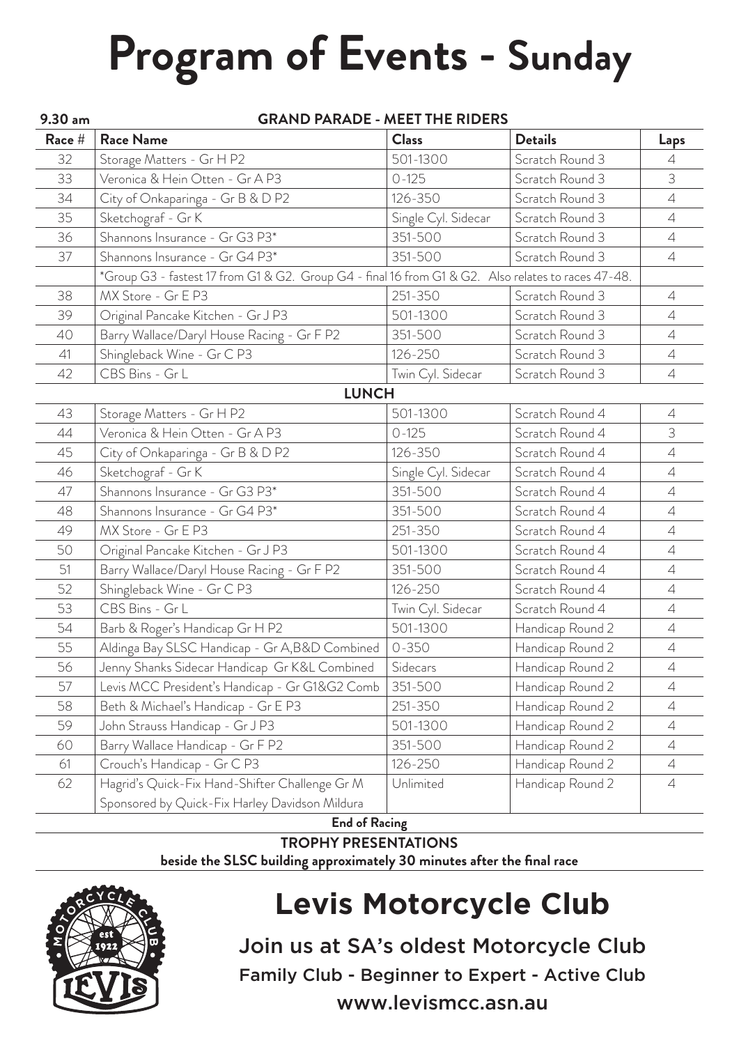# Program of Events - Sunday

| Race # | Race Name | Class | Details | Laps |
|---|---|---|---|---|
| 9.30 am | GRAND PARADE - MEET THE RIDERS | | | |
| 32 | Storage Matters - Gr H P2 | 501-1300 | Scratch Round 3 | 4 |
| 33 | Veronica & Hein Otten - Gr A P3 | 0-125 | Scratch Round 3 | 3 |
| 34 | City of Onkaparinga - Gr B & D P2 | 126-350 | Scratch Round 3 | 4 |
| 35 | Sketchograf - Gr K | Single Cyl. Sidecar | Scratch Round 3 | 4 |
| 36 | Shannons Insurance - Gr G3 P3* | 351-500 | Scratch Round 3 | 4 |
| 37 | Shannons Insurance - Gr G4 P3* | 351-500 | Scratch Round 3 | 4 |
| | *Group G3 - fastest 17 from G1 & G2. Group G4 - final 16 from G1 & G2. Also relates to races 47-48. | | | |
| 38 | MX Store - Gr E P3 | 251-350 | Scratch Round 3 | 4 |
| 39 | Original Pancake Kitchen - Gr J P3 | 501-1300 | Scratch Round 3 | 4 |
| 40 | Barry Wallace/Daryl House Racing - Gr F P2 | 351-500 | Scratch Round 3 | 4 |
| 41 | Shingleback Wine - Gr C P3 | 126-250 | Scratch Round 3 | 4 |
| 42 | CBS Bins - Gr L | Twin Cyl. Sidecar | Scratch Round 3 | 4 |
| | **LUNCH** | | | |
| 43 | Storage Matters - Gr H P2 | 501-1300 | Scratch Round 4 | 4 |
| 44 | Veronica & Hein Otten - Gr A P3 | 0-125 | Scratch Round 4 | 3 |
| 45 | City of Onkaparinga - Gr B & D P2 | 126-350 | Scratch Round 4 | 4 |
| 46 | Sketchograf - Gr K | Single Cyl. Sidecar | Scratch Round 4 | 4 |
| 47 | Shannons Insurance - Gr G3 P3* | 351-500 | Scratch Round 4 | 4 |
| 48 | Shannons Insurance - Gr G4 P3* | 351-500 | Scratch Round 4 | 4 |
| 49 | MX Store - Gr E P3 | 251-350 | Scratch Round 4 | 4 |
| 50 | Original Pancake Kitchen - Gr J P3 | 501-1300 | Scratch Round 4 | 4 |
| 51 | Barry Wallace/Daryl House Racing - Gr F P2 | 351-500 | Scratch Round 4 | 4 |
| 52 | Shingleback Wine - Gr C P3 | 126-250 | Scratch Round 4 | 4 |
| 53 | CBS Bins - Gr L | Twin Cyl. Sidecar | Scratch Round 4 | 4 |
| 54 | Barb & Roger's Handicap Gr H P2 | 501-1300 | Handicap Round 2 | 4 |
| 55 | Aldinga Bay SLSC Handicap - Gr A,B&D Combined | 0-350 | Handicap Round 2 | 4 |
| 56 | Jenny Shanks Sidecar Handicap Gr K&L Combined | Sidecars | Handicap Round 2 | 4 |
| 57 | Levis MCC President's Handicap - Gr G1&G2 Comb | 351-500 | Handicap Round 2 | 4 |
| 58 | Beth & Michael's Handicap - Gr E P3 | 251-350 | Handicap Round 2 | 4 |
| 59 | John Strauss Handicap - Gr J P3 | 501-1300 | Handicap Round 2 | 4 |
| 60 | Barry Wallace Handicap - Gr F P2 | 351-500 | Handicap Round 2 | 4 |
| 61 | Crouch's Handicap - Gr C P3 | 126-250 | Handicap Round 2 | 4 |
| 62 | Hagrid's Quick-Fix Hand-Shifter Challenge Gr M<br>Sponsored by Quick-Fix Harley Davidson Mildura | Unlimited | Handicap Round 2 | 4 |

**End of Racing**

**TROPHY PRESENTATIONS**

**beside the SLSC building approximately 30 minutes after the final race**

MOTORCYCLE CLUB est 1922 LEVIS

## Levis Motorcycle Club

Join us at SA's oldest Motorcycle Club

Family Club - Beginner to Expert - Active Club

www.levismcc.asn.au